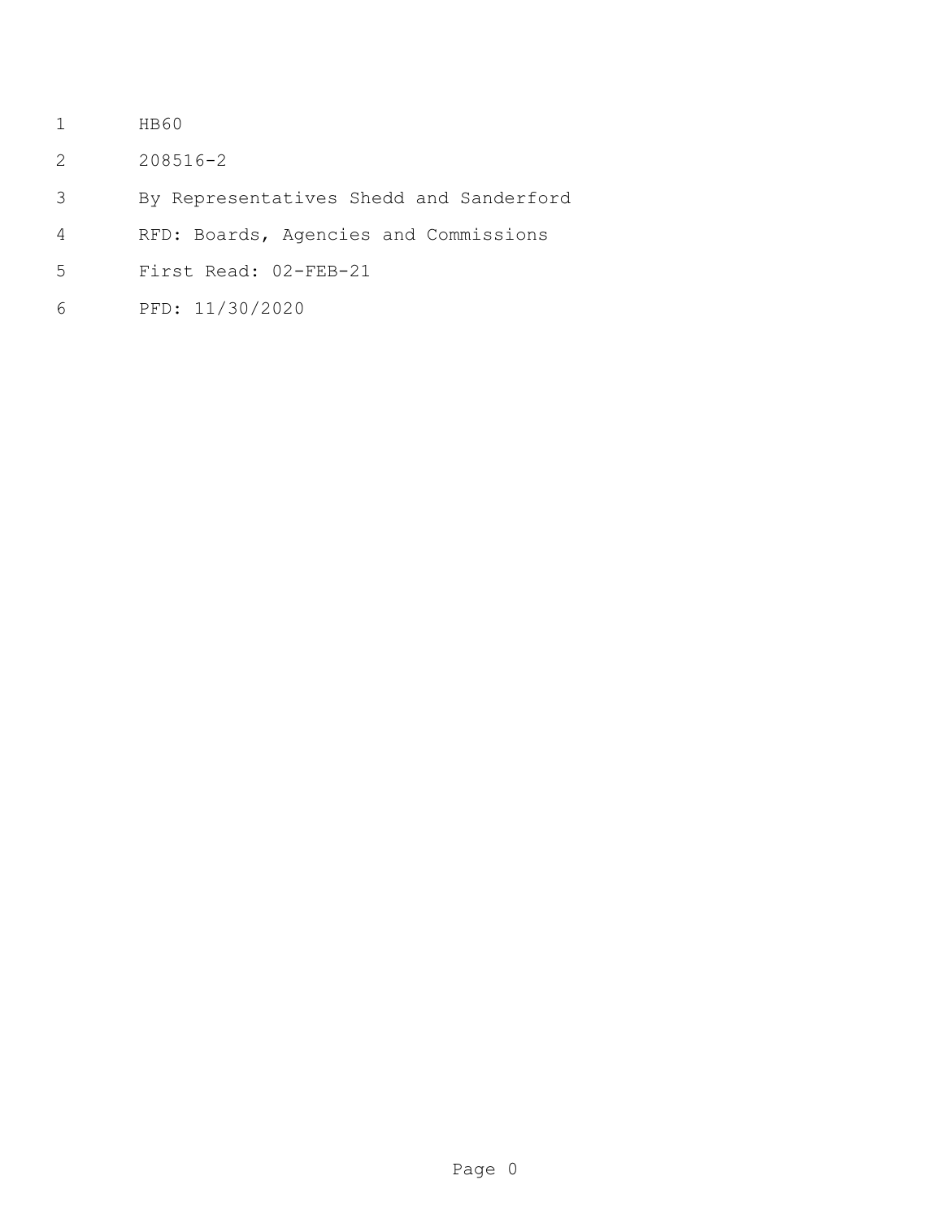HB60

208516-2

By Representatives Shedd and Sanderford

RFD: Boards, Agencies and Commissions

First Read: 02-FEB-21

PFD: 11/30/2020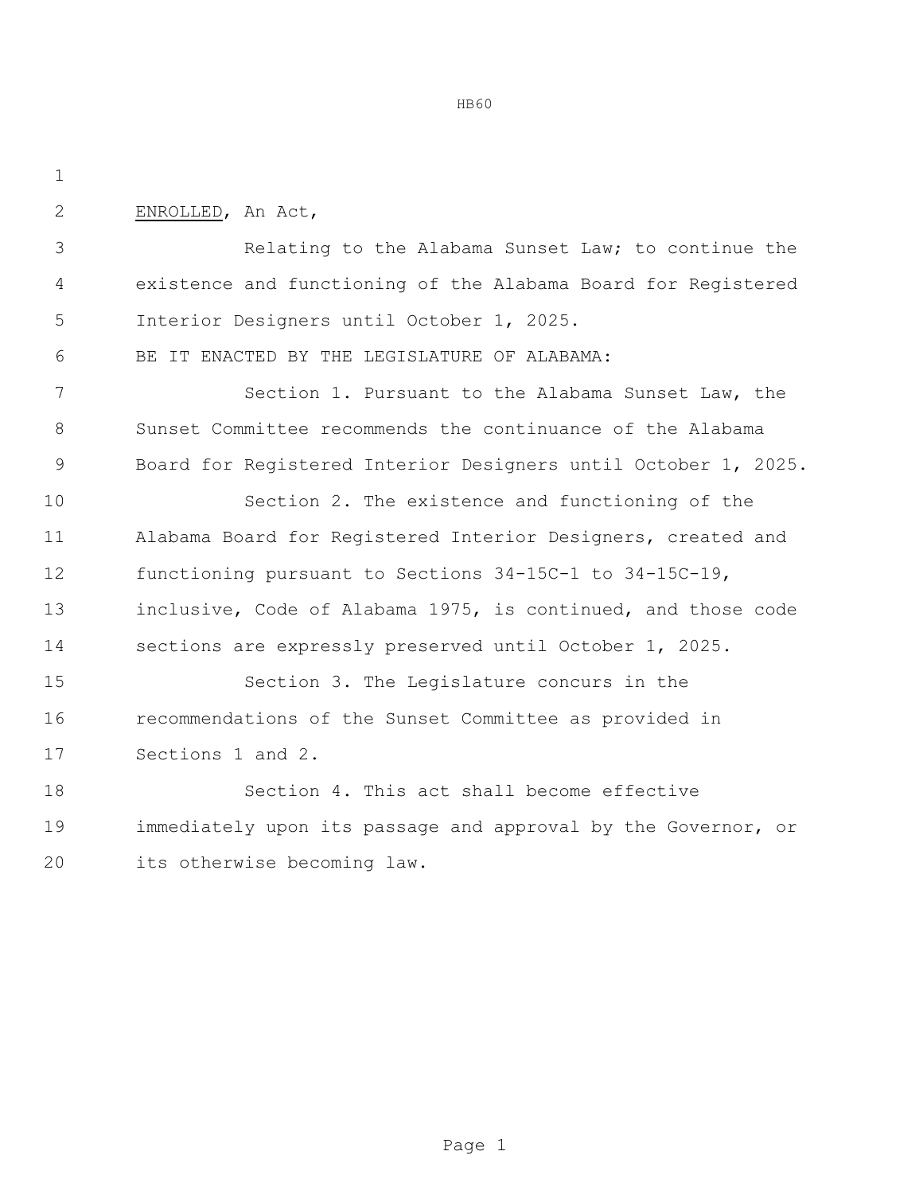ENROLLED, An Act,

Relating to the Alabama Sunset Law; to continue the existence and functioning of the Alabama Board for Registered Interior Designers until October 1, 2025.

BE IT ENACTED BY THE LEGISLATURE OF ALABAMA:

Section 1. Pursuant to the Alabama Sunset Law, the Sunset Committee recommends the continuance of the Alabama Board for Registered Interior Designers until October 1, 2025.

Section 2. The existence and functioning of the Alabama Board for Registered Interior Designers, created and functioning pursuant to Sections 34-15C-1 to 34-15C-19, inclusive, Code of Alabama 1975, is continued, and those code sections are expressly preserved until October 1, 2025.

Section 3. The Legislature concurs in the recommendations of the Sunset Committee as provided in Sections 1 and 2.

Section 4. This act shall become effective immediately upon its passage and approval by the Governor, or its otherwise becoming law.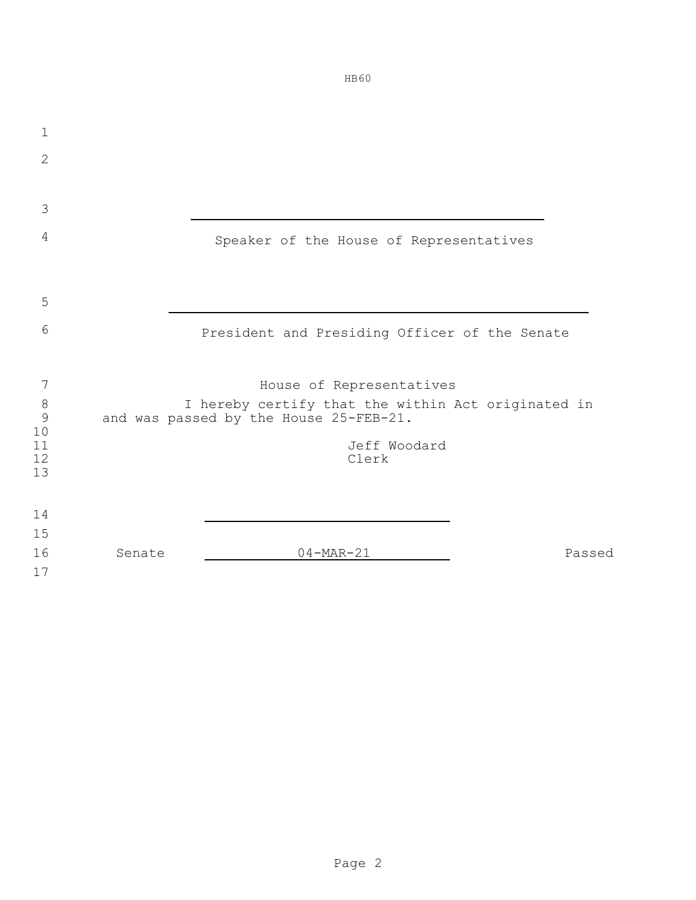HB60

______________________________

Speaker of the House of Representatives

______________________________

President and Presiding Officer of the Senate

House of Representatives

I hereby certify that the within Act originated in and was passed by the House 25-FEB-21.

Jeff Woodard
Clerk

______________________________

Senate 04-MAR-21 Passed